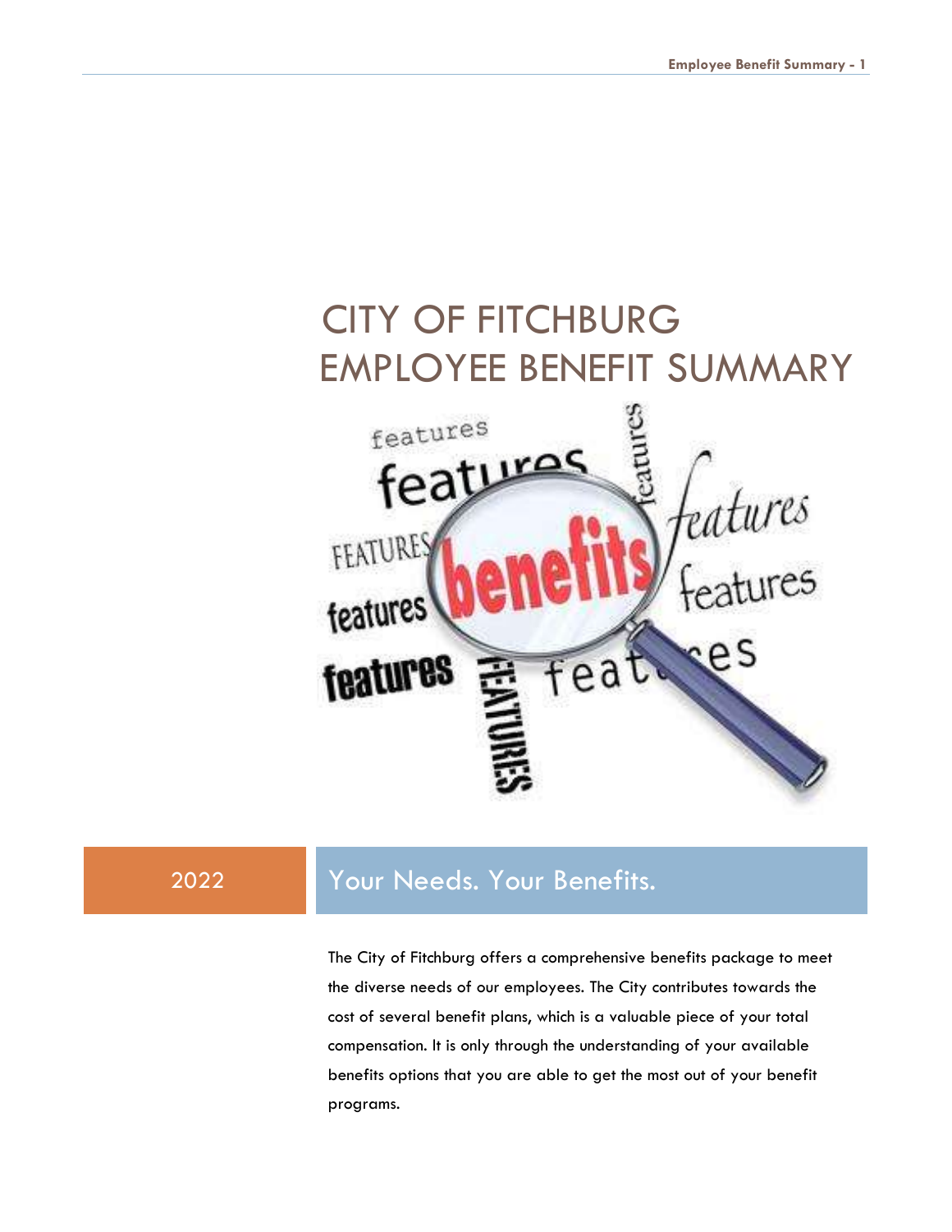# CITY OF FITCHBURG
# EMPLOYEE BENEFIT SUMMARY

2022

## Your Needs. Your Benefits.

The City of Fitchburg offers a comprehensive benefits package to meet the diverse needs of our employees. The City contributes towards the cost of several benefit plans, which is a valuable piece of your total compensation. It is only through the understanding of your available benefits options that you are able to get the most out of your benefit programs.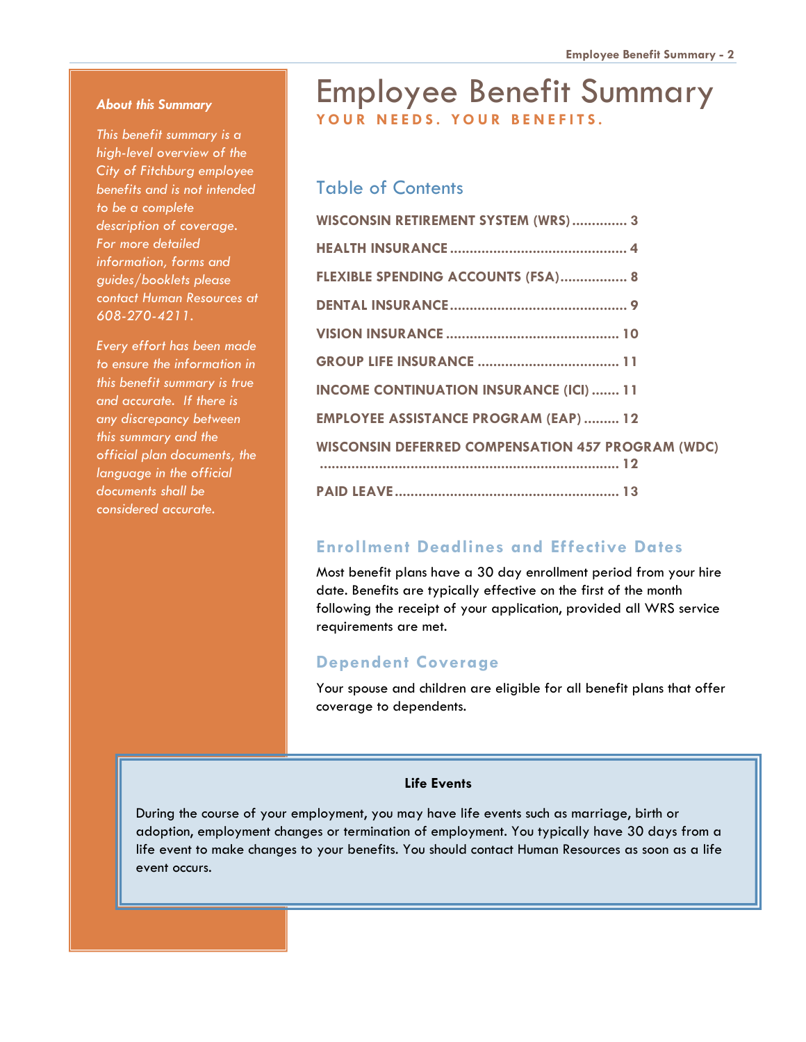# Employee Benefit Summary

**YOUR NEEDS. YOUR BENEFITS.**

## Table of Contents

- WISCONSIN RETIREMENT SYSTEM (WRS) .............. 3
- HEALTH INSURANCE .............................................. 4
- FLEXIBLE SPENDING ACCOUNTS (FSA) ................. 8
- DENTAL INSURANCE .............................................. 9
- VISION INSURANCE ............................................ 10
- GROUP LIFE INSURANCE .................................... 11
- INCOME CONTINUATION INSURANCE (ICI) ....... 11
- EMPLOYEE ASSISTANCE PROGRAM (EAP) ......... 12
- WISCONSIN DEFERRED COMPENSATION 457 PROGRAM (WDC) ............................................................................ 12
- PAID LEAVE ......................................................... 13

***About this Summary***

*This benefit summary is a high-level overview of the City of Fitchburg employee benefits and is not intended to be a complete description of coverage. For more detailed information, forms and guides/booklets please contact Human Resources at 608-270-4211.*

*Every effort has been made to ensure the information in this benefit summary is true and accurate. If there is any discrepancy between this summary and the official plan documents, the language in the official documents shall be considered accurate.*

### Enrollment Deadlines and Effective Dates

Most benefit plans have a 30 day enrollment period from your hire date. Benefits are typically effective on the first of the month following the receipt of your application, provided all WRS service requirements are met.

### Dependent Coverage

Your spouse and children are eligible for all benefit plans that offer coverage to dependents.

**Life Events**

During the course of your employment, you may have life events such as marriage, birth or adoption, employment changes or termination of employment. You typically have 30 days from a life event to make changes to your benefits. You should contact Human Resources as soon as a life event occurs.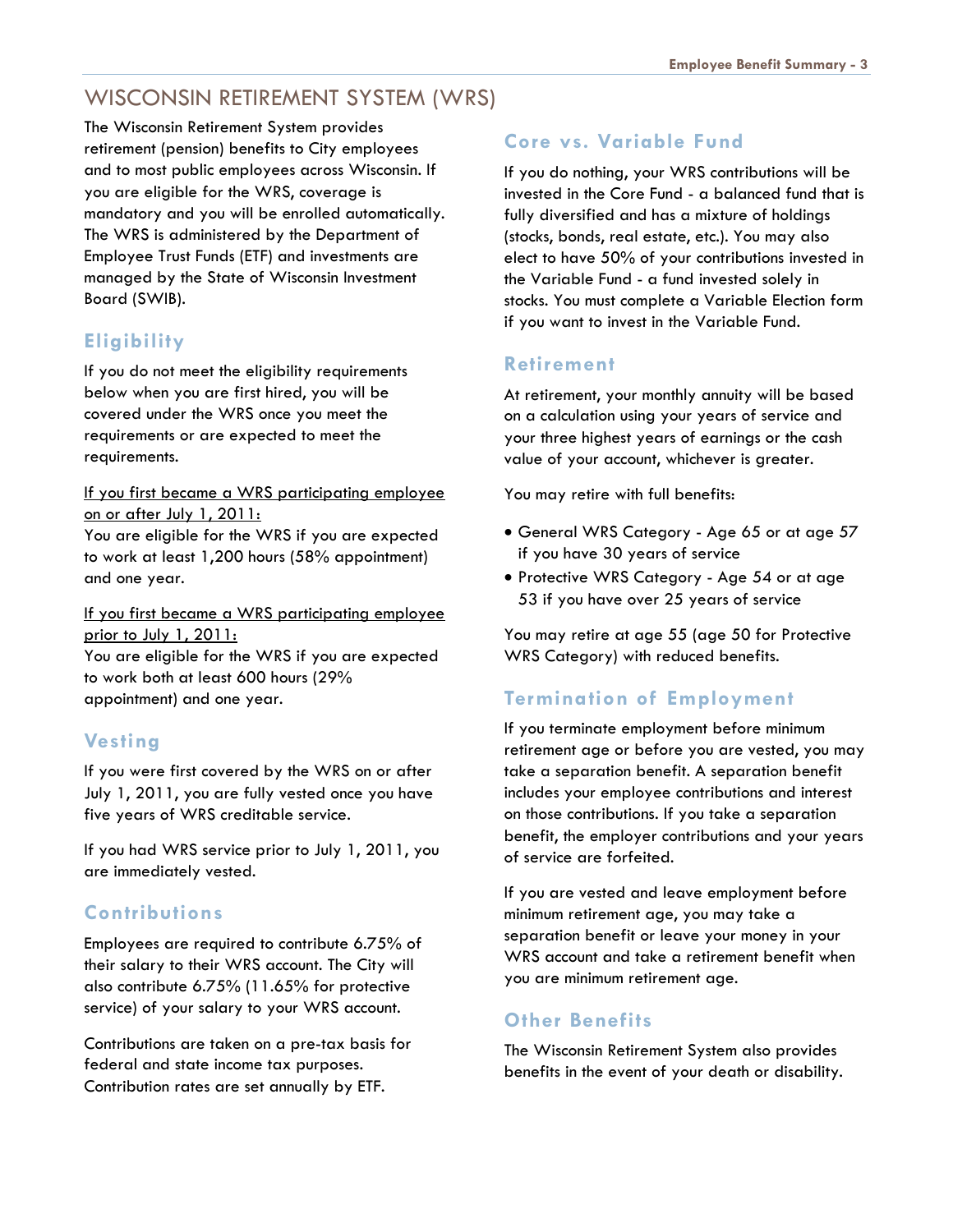# WISCONSIN RETIREMENT SYSTEM (WRS)

The Wisconsin Retirement System provides retirement (pension) benefits to City employees and to most public employees across Wisconsin. If you are eligible for the WRS, coverage is mandatory and you will be enrolled automatically. The WRS is administered by the Department of Employee Trust Funds (ETF) and investments are managed by the State of Wisconsin Investment Board (SWIB).

## Eligibility

If you do not meet the eligibility requirements below when you are first hired, you will be covered under the WRS once you meet the requirements or are expected to meet the requirements.

<u>If you first became a WRS participating employee on or after July 1, 2011:</u>
You are eligible for the WRS if you are expected to work at least 1,200 hours (58% appointment) and one year.

<u>If you first became a WRS participating employee prior to July 1, 2011:</u>
You are eligible for the WRS if you are expected to work both at least 600 hours (29% appointment) and one year.

## Vesting

If you were first covered by the WRS on or after July 1, 2011, you are fully vested once you have five years of WRS creditable service.

If you had WRS service prior to July 1, 2011, you are immediately vested.

## Contributions

Employees are required to contribute 6.75% of their salary to their WRS account. The City will also contribute 6.75% (11.65% for protective service) of your salary to your WRS account.

Contributions are taken on a pre-tax basis for federal and state income tax purposes. Contribution rates are set annually by ETF.

## Core vs. Variable Fund

If you do nothing, your WRS contributions will be invested in the Core Fund - a balanced fund that is fully diversified and has a mixture of holdings (stocks, bonds, real estate, etc.). You may also elect to have 50% of your contributions invested in the Variable Fund - a fund invested solely in stocks. You must complete a Variable Election form if you want to invest in the Variable Fund.

## Retirement

At retirement, your monthly annuity will be based on a calculation using your years of service and your three highest years of earnings or the cash value of your account, whichever is greater.

You may retire with full benefits:

- General WRS Category - Age 65 or at age 57 if you have 30 years of service
- Protective WRS Category - Age 54 or at age 53 if you have over 25 years of service

You may retire at age 55 (age 50 for Protective WRS Category) with reduced benefits.

## Termination of Employment

If you terminate employment before minimum retirement age or before you are vested, you may take a separation benefit. A separation benefit includes your employee contributions and interest on those contributions. If you take a separation benefit, the employer contributions and your years of service are forfeited.

If you are vested and leave employment before minimum retirement age, you may take a separation benefit or leave your money in your WRS account and take a retirement benefit when you are minimum retirement age.

## Other Benefits

The Wisconsin Retirement System also provides benefits in the event of your death or disability.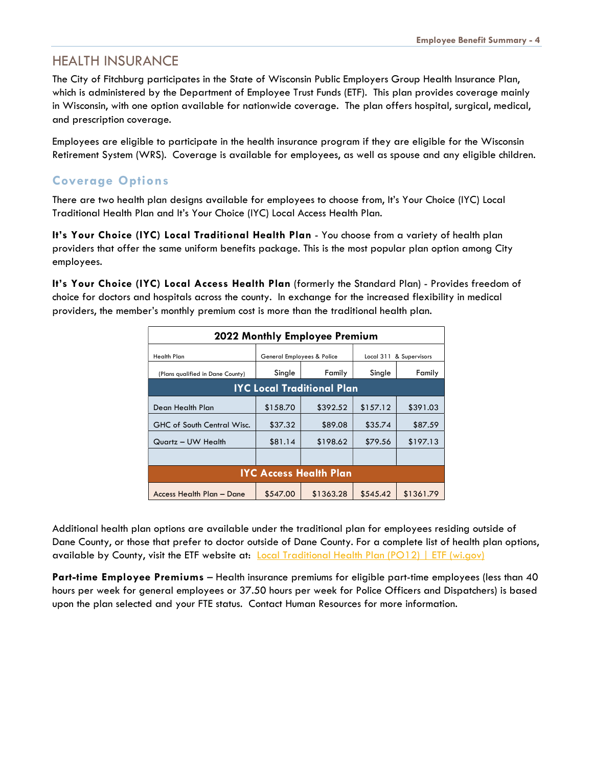# HEALTH INSURANCE

The City of Fitchburg participates in the State of Wisconsin Public Employers Group Health Insurance Plan, which is administered by the Department of Employee Trust Funds (ETF). This plan provides coverage mainly in Wisconsin, with one option available for nationwide coverage. The plan offers hospital, surgical, medical, and prescription coverage.

Employees are eligible to participate in the health insurance program if they are eligible for the Wisconsin Retirement System (WRS). Coverage is available for employees, as well as spouse and any eligible children.

## Coverage Options

There are two health plan designs available for employees to choose from, It's Your Choice (IYC) Local Traditional Health Plan and It's Your Choice (IYC) Local Access Health Plan.

**It's Your Choice (IYC) Local Traditional Health Plan** - You choose from a variety of health plan providers that offer the same uniform benefits package. This is the most popular plan option among City employees.

**It's Your Choice (IYC) Local Access Health Plan** (formerly the Standard Plan) - Provides freedom of choice for doctors and hospitals across the county. In exchange for the increased flexibility in medical providers, the member's monthly premium cost is more than the traditional health plan.

| 2022 Monthly Employee Premium | | | | |
|---|---|---|---|---|
| Health Plan | General Employees & Police | | Local 311 & Supervisors | |
| (Plans qualified in Dane County) | Single | Family | Single | Family |
| **IYC Local Traditional Plan** | | | | |
| Dean Health Plan | $158.70 | $392.52 | $157.12 | $391.03 |
| GHC of South Central Wisc. | $37.32 | $89.08 | $35.74 | $87.59 |
| Quartz – UW Health | $81.14 | $198.62 | $79.56 | $197.13 |
| | | | | |
| **IYC Access Health Plan** | | | | |
| Access Health Plan – Dane | $547.00 | $1363.28 | $545.42 | $1361.79 |

Additional health plan options are available under the traditional plan for employees residing outside of Dane County, or those that prefer to doctor outside of Dane County. For a complete list of health plan options, available by County, visit the ETF website at: Local Traditional Health Plan (PO12) | ETF (wi.gov)

**Part-time Employee Premiums** – Health insurance premiums for eligible part-time employees (less than 40 hours per week for general employees or 37.50 hours per week for Police Officers and Dispatchers) is based upon the plan selected and your FTE status. Contact Human Resources for more information.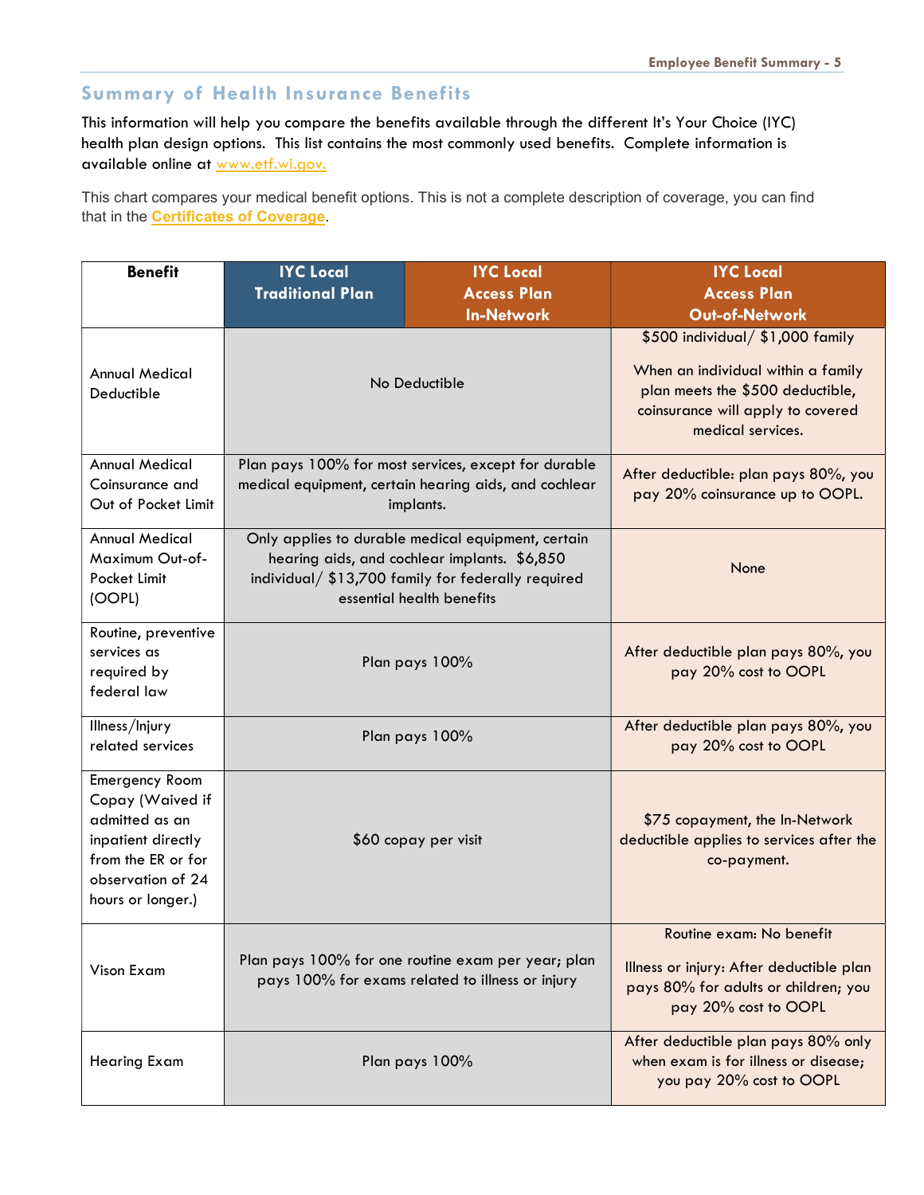## Summary of Health Insurance Benefits

This information will help you compare the benefits available through the different It's Your Choice (IYC) health plan design options. This list contains the most commonly used benefits. Complete information is available online at [www.etf.wi.gov.](http://www.etf.wi.gov)

This chart compares your medical benefit options. This is not a complete description of coverage, you can find that in the **Certificates of Coverage**.

| Benefit | IYC Local Traditional Plan | IYC Local Access Plan In-Network | IYC Local Access Plan Out-of-Network |
|---|---|---|---|
| Annual Medical Deductible | No Deductible | | $500 individual/ $1,000 family<br><br>When an individual within a family plan meets the $500 deductible, coinsurance will apply to covered medical services. |
| Annual Medical Coinsurance and Out of Pocket Limit | Plan pays 100% for most services, except for durable medical equipment, certain hearing aids, and cochlear implants. | | After deductible: plan pays 80%, you pay 20% coinsurance up to OOPL. |
| Annual Medical Maximum Out-of-Pocket Limit (OOPL) | Only applies to durable medical equipment, certain hearing aids, and cochlear implants. $6,850 individual/ $13,700 family for federally required essential health benefits | | None |
| Routine, preventive services as required by federal law | Plan pays 100% | | After deductible plan pays 80%, you pay 20% cost to OOPL |
| Illness/Injury related services | Plan pays 100% | | After deductible plan pays 80%, you pay 20% cost to OOPL |
| Emergency Room Copay (Waived if admitted as an inpatient directly from the ER or for observation of 24 hours or longer.) | $60 copay per visit | | $75 copayment, the In-Network deductible applies to services after the co-payment. |
| Vison Exam | Plan pays 100% for one routine exam per year; plan pays 100% for exams related to illness or injury | | Routine exam: No benefit<br><br>Illness or injury: After deductible plan pays 80% for adults or children; you pay 20% cost to OOPL |
| Hearing Exam | Plan pays 100% | | After deductible plan pays 80% only when exam is for illness or disease; you pay 20% cost to OOPL |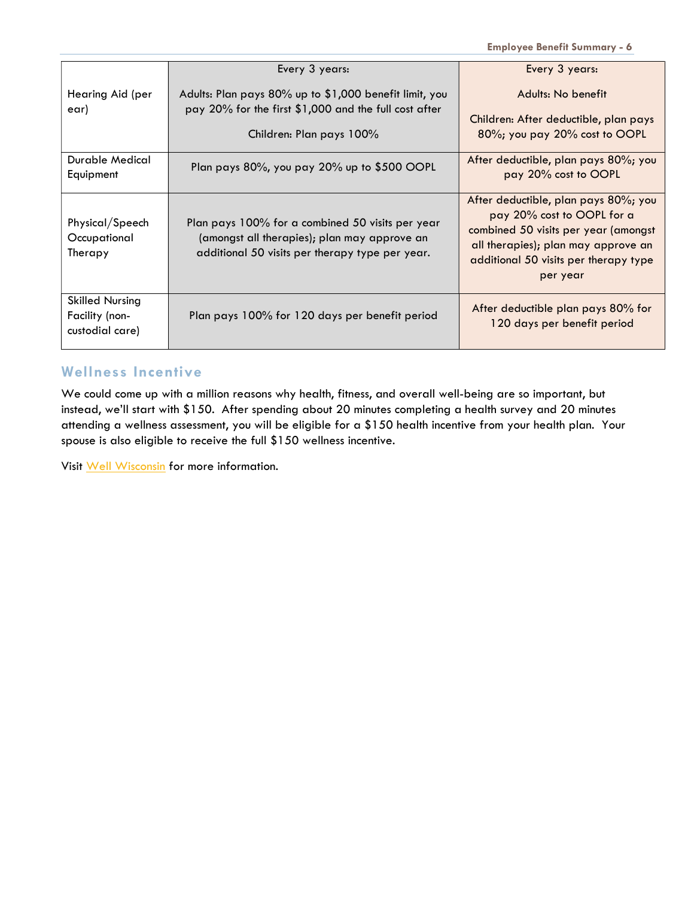| | | |
|---|---|---|
| Hearing Aid (per ear) | Every 3 years:<br><br>Adults: Plan pays 80% up to $1,000 benefit limit, you pay 20% for the first $1,000 and the full cost after<br><br>Children: Plan pays 100% | Every 3 years:<br><br>Adults: No benefit<br><br>Children: After deductible, plan pays 80%; you pay 20% cost to OOPL |
| Durable Medical Equipment | Plan pays 80%, you pay 20% up to $500 OOPL | After deductible, plan pays 80%; you pay 20% cost to OOPL |
| Physical/Speech Occupational Therapy | Plan pays 100% for a combined 50 visits per year (amongst all therapies); plan may approve an additional 50 visits per therapy type per year. | After deductible, plan pays 80%; you pay 20% cost to OOPL for a combined 50 visits per year (amongst all therapies); plan may approve an additional 50 visits per therapy type per year |
| Skilled Nursing Facility (non-custodial care) | Plan pays 100% for 120 days per benefit period | After deductible plan pays 80% for 120 days per benefit period |

## Wellness Incentive

We could come up with a million reasons why health, fitness, and overall well-being are so important, but instead, we'll start with $150. After spending about 20 minutes completing a health survey and 20 minutes attending a wellness assessment, you will be eligible for a $150 health incentive from your health plan. Your spouse is also eligible to receive the full $150 wellness incentive.

Visit Well Wisconsin for more information.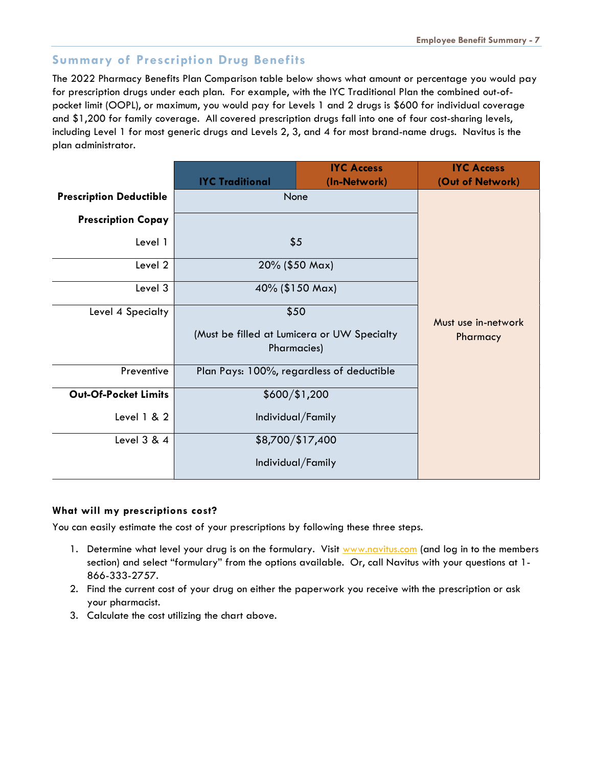## Summary of Prescription Drug Benefits

The 2022 Pharmacy Benefits Plan Comparison table below shows what amount or percentage you would pay for prescription drugs under each plan. For example, with the IYC Traditional Plan the combined out-of-pocket limit (OOPL), or maximum, you would pay for Levels 1 and 2 drugs is $600 for individual coverage and $1,200 for family coverage. All covered prescription drugs fall into one of four cost-sharing levels, including Level 1 for most generic drugs and Levels 2, 3, and 4 for most brand-name drugs. Navitus is the plan administrator.

| | IYC Traditional | IYC Access (In-Network) | IYC Access (Out of Network) |
|---|---|---|---|
| **Prescription Deductible** | None | | Must use in-network Pharmacy |
| **Prescription Copay** | | | |
| Level 1 | $5 | | |
| Level 2 | 20% ($50 Max) | | |
| Level 3 | 40% ($150 Max) | | |
| Level 4 Specialty | $50 (Must be filled at Lumicera or UW Specialty Pharmacies) | | |
| Preventive | Plan Pays: 100%, regardless of deductible | | |
| **Out-Of-Pocket Limits** Level 1 & 2 | $600/$1,200 Individual/Family | | |
| Level 3 & 4 | $8,700/$17,400 Individual/Family | | |

### What will my prescriptions cost?

You can easily estimate the cost of your prescriptions by following these three steps.

1. Determine what level your drug is on the formulary. Visit www.navitus.com (and log in to the members section) and select "formulary" from the options available. Or, call Navitus with your questions at 1-866-333-2757.
2. Find the current cost of your drug on either the paperwork you receive with the prescription or ask your pharmacist.
3. Calculate the cost utilizing the chart above.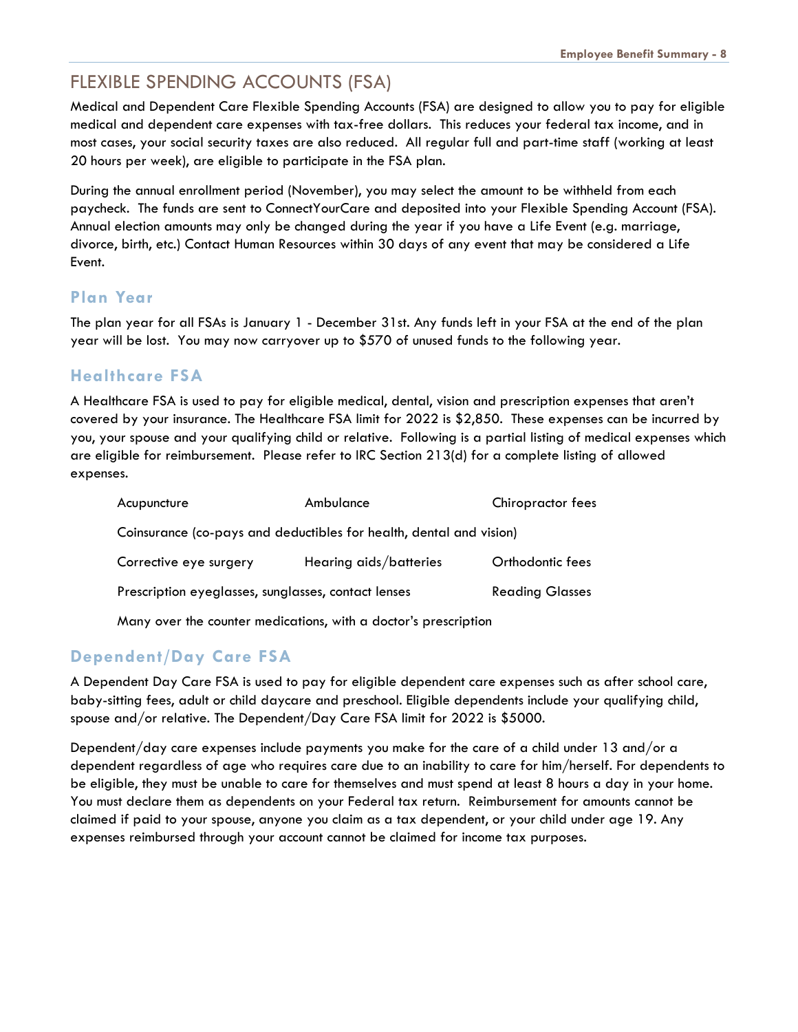# FLEXIBLE SPENDING ACCOUNTS (FSA)

Medical and Dependent Care Flexible Spending Accounts (FSA) are designed to allow you to pay for eligible medical and dependent care expenses with tax-free dollars. This reduces your federal tax income, and in most cases, your social security taxes are also reduced. All regular full and part-time staff (working at least 20 hours per week), are eligible to participate in the FSA plan.

During the annual enrollment period (November), you may select the amount to be withheld from each paycheck. The funds are sent to ConnectYourCare and deposited into your Flexible Spending Account (FSA). Annual election amounts may only be changed during the year if you have a Life Event (e.g. marriage, divorce, birth, etc.) Contact Human Resources within 30 days of any event that may be considered a Life Event.

## Plan Year

The plan year for all FSAs is January 1 - December 31st. Any funds left in your FSA at the end of the plan year will be lost. You may now carryover up to $570 of unused funds to the following year.

## Healthcare FSA

A Healthcare FSA is used to pay for eligible medical, dental, vision and prescription expenses that aren't covered by your insurance. The Healthcare FSA limit for 2022 is $2,850. These expenses can be incurred by you, your spouse and your qualifying child or relative. Following is a partial listing of medical expenses which are eligible for reimbursement. Please refer to IRC Section 213(d) for a complete listing of allowed expenses.

- Acupuncture
- Ambulance
- Chiropractor fees
- Coinsurance (co-pays and deductibles for health, dental and vision)
- Corrective eye surgery
- Hearing aids/batteries
- Orthodontic fees
- Prescription eyeglasses, sunglasses, contact lenses
- Reading Glasses
- Many over the counter medications, with a doctor's prescription

## Dependent/Day Care FSA

A Dependent Day Care FSA is used to pay for eligible dependent care expenses such as after school care, baby-sitting fees, adult or child daycare and preschool. Eligible dependents include your qualifying child, spouse and/or relative. The Dependent/Day Care FSA limit for 2022 is $5000.

Dependent/day care expenses include payments you make for the care of a child under 13 and/or a dependent regardless of age who requires care due to an inability to care for him/herself. For dependents to be eligible, they must be unable to care for themselves and must spend at least 8 hours a day in your home. You must declare them as dependents on your Federal tax return. Reimbursement for amounts cannot be claimed if paid to your spouse, anyone you claim as a tax dependent, or your child under age 19. Any expenses reimbursed through your account cannot be claimed for income tax purposes.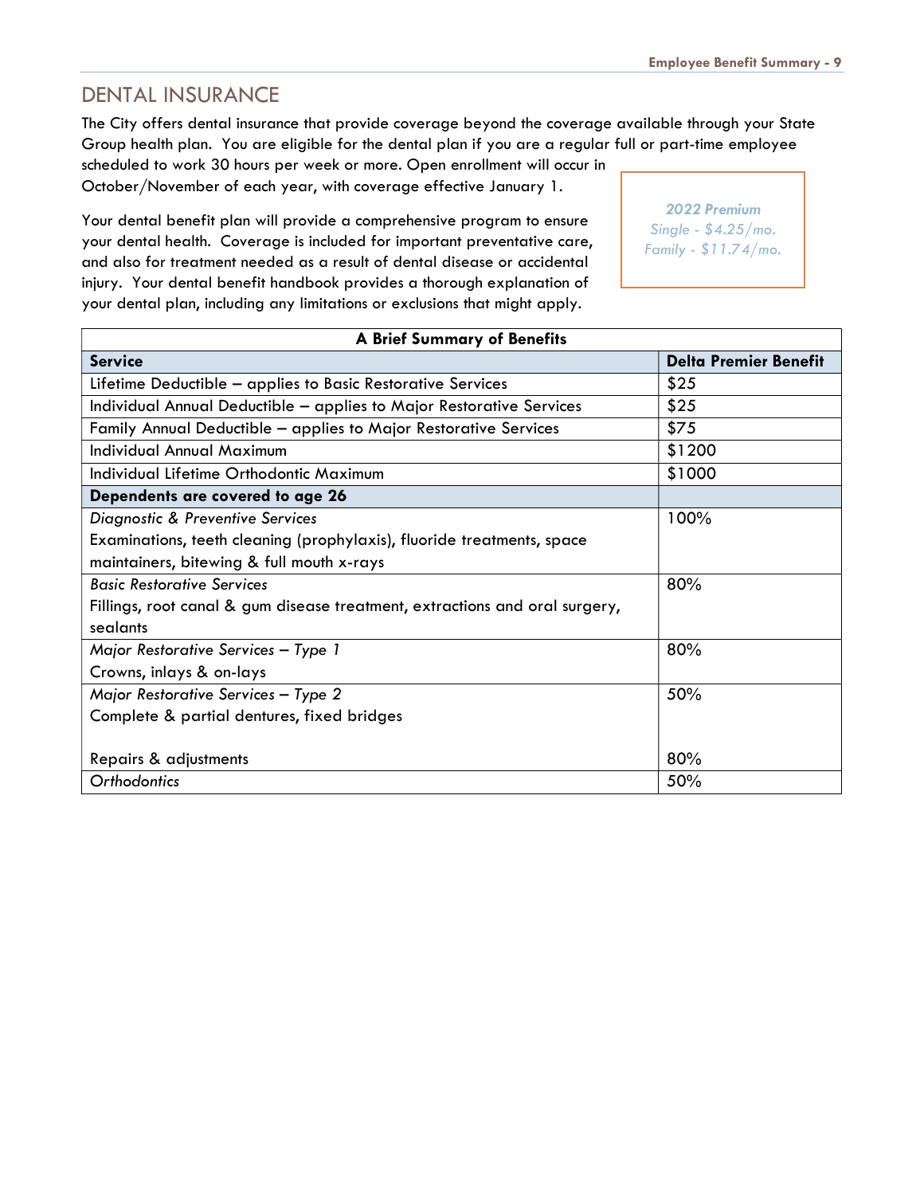## DENTAL INSURANCE

The City offers dental insurance that provide coverage beyond the coverage available through your State Group health plan. You are eligible for the dental plan if you are a regular full or part-time employee scheduled to work 30 hours per week or more. Open enrollment will occur in October/November of each year, with coverage effective January 1.

*2022 Premium*
*Single - $4.25/mo.*
*Family - $11.74/mo.*

Your dental benefit plan will provide a comprehensive program to ensure your dental health. Coverage is included for important preventative care, and also for treatment needed as a result of dental disease or accidental injury. Your dental benefit handbook provides a thorough explanation of your dental plan, including any limitations or exclusions that might apply.

| A Brief Summary of Benefits | |
|---|---|
| **Service** | **Delta Premier Benefit** |
| Lifetime Deductible – applies to Basic Restorative Services | $25 |
| Individual Annual Deductible – applies to Major Restorative Services | $25 |
| Family Annual Deductible – applies to Major Restorative Services | $75 |
| Individual Annual Maximum | $1200 |
| Individual Lifetime Orthodontic Maximum | $1000 |
| **Dependents are covered to age 26** | |
| *Diagnostic & Preventive Services*<br>Examinations, teeth cleaning (prophylaxis), fluoride treatments, space maintainers, bitewing & full mouth x-rays | 100% |
| *Basic Restorative Services*<br>Fillings, root canal & gum disease treatment, extractions and oral surgery, sealants | 80% |
| *Major Restorative Services – Type 1*<br>Crowns, inlays & on-lays | 80% |
| *Major Restorative Services – Type 2*<br>Complete & partial dentures, fixed bridges | 50% |
| Repairs & adjustments | 80% |
| *Orthodontics* | 50% |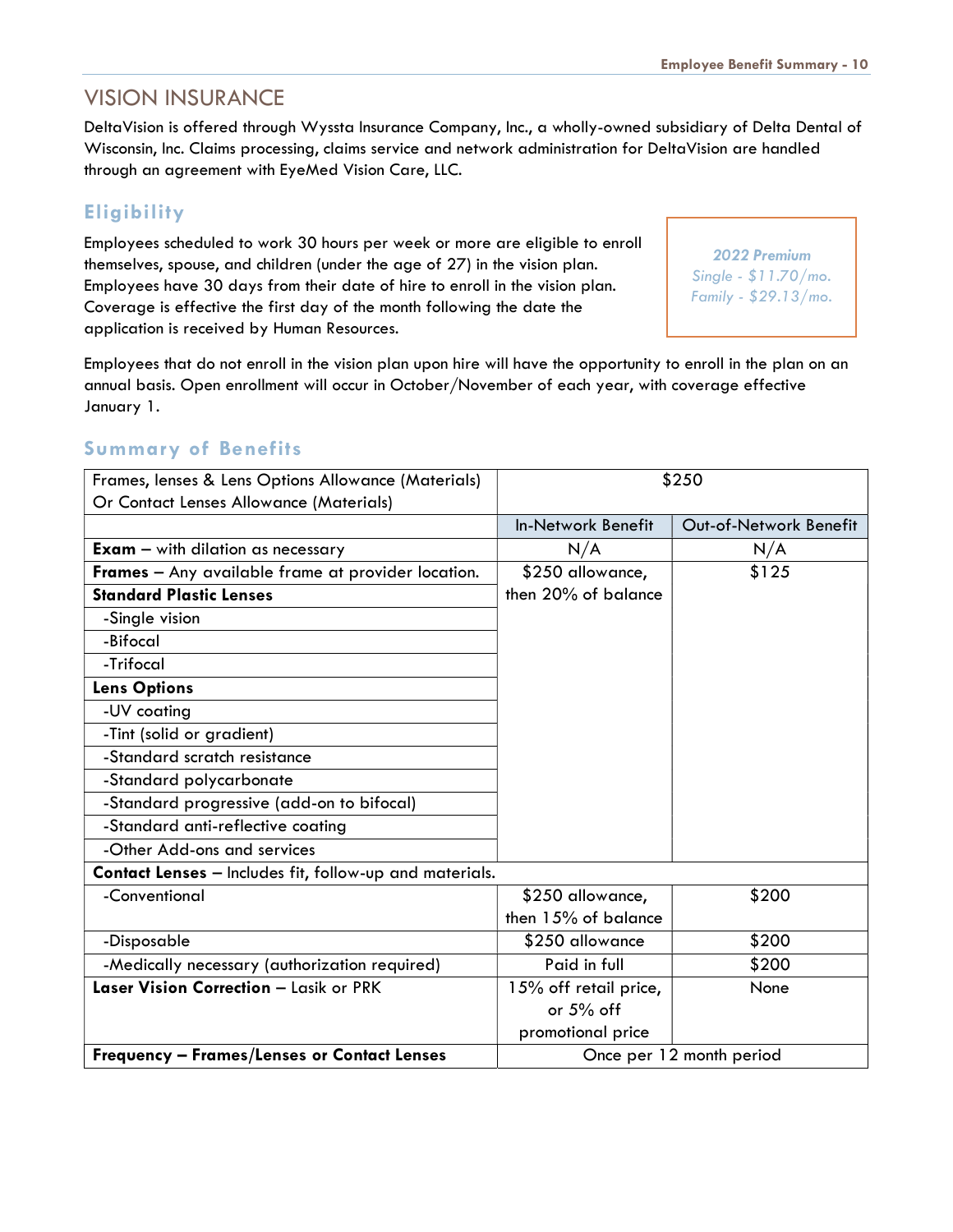# VISION INSURANCE

DeltaVision is offered through Wyssta Insurance Company, Inc., a wholly-owned subsidiary of Delta Dental of Wisconsin, Inc. Claims processing, claims service and network administration for DeltaVision are handled through an agreement with EyeMed Vision Care, LLC.

## Eligibility

Employees scheduled to work 30 hours per week or more are eligible to enroll themselves, spouse, and children (under the age of 27) in the vision plan. Employees have 30 days from their date of hire to enroll in the vision plan. Coverage is effective the first day of the month following the date the application is received by Human Resources.

> ***2022 Premium***
> *Single - $11.70/mo.*
> *Family - $29.13/mo.*

Employees that do not enroll in the vision plan upon hire will have the opportunity to enroll in the plan on an annual basis. Open enrollment will occur in October/November of each year, with coverage effective January 1.

## Summary of Benefits

| Frames, lenses & Lens Options Allowance (Materials) Or Contact Lenses Allowance (Materials) | $250 | |
|---|---|---|
| | In-Network Benefit | Out-of-Network Benefit |
| **Exam** – with dilation as necessary | N/A | N/A |
| **Frames** – Any available frame at provider location. | $250 allowance, then 20% of balance | $125 |
| **Standard Plastic Lenses** | | |
| -Single vision | | |
| -Bifocal | | |
| -Trifocal | | |
| **Lens Options** | | |
| -UV coating | | |
| -Tint (solid or gradient) | | |
| -Standard scratch resistance | | |
| -Standard polycarbonate | | |
| -Standard progressive (add-on to bifocal) | | |
| -Standard anti-reflective coating | | |
| -Other Add-ons and services | | |
| **Contact Lenses** – Includes fit, follow-up and materials. | | |
| -Conventional | $250 allowance, then 15% of balance | $200 |
| -Disposable | $250 allowance | $200 |
| -Medically necessary (authorization required) | Paid in full | $200 |
| **Laser Vision Correction** – Lasik or PRK | 15% off retail price, or 5% off promotional price | None |
| **Frequency – Frames/Lenses or Contact Lenses** | Once per 12 month period | |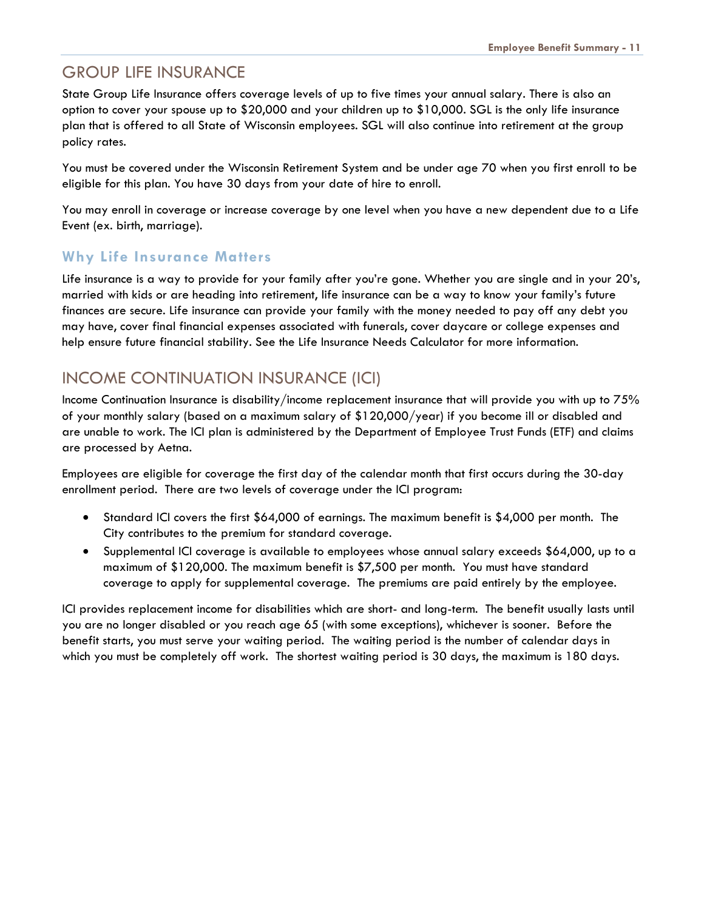## GROUP LIFE INSURANCE

State Group Life Insurance offers coverage levels of up to five times your annual salary. There is also an option to cover your spouse up to $20,000 and your children up to $10,000. SGL is the only life insurance plan that is offered to all State of Wisconsin employees. SGL will also continue into retirement at the group policy rates.

You must be covered under the Wisconsin Retirement System and be under age 70 when you first enroll to be eligible for this plan. You have 30 days from your date of hire to enroll.

You may enroll in coverage or increase coverage by one level when you have a new dependent due to a Life Event (ex. birth, marriage).

### Why Life Insurance Matters

Life insurance is a way to provide for your family after you're gone. Whether you are single and in your 20's, married with kids or are heading into retirement, life insurance can be a way to know your family's future finances are secure. Life insurance can provide your family with the money needed to pay off any debt you may have, cover final financial expenses associated with funerals, cover daycare or college expenses and help ensure future financial stability. See the Life Insurance Needs Calculator for more information.

## INCOME CONTINUATION INSURANCE (ICI)

Income Continuation Insurance is disability/income replacement insurance that will provide you with up to 75% of your monthly salary (based on a maximum salary of $120,000/year) if you become ill or disabled and are unable to work. The ICI plan is administered by the Department of Employee Trust Funds (ETF) and claims are processed by Aetna.

Employees are eligible for coverage the first day of the calendar month that first occurs during the 30-day enrollment period. There are two levels of coverage under the ICI program:

- Standard ICI covers the first $64,000 of earnings. The maximum benefit is $4,000 per month. The City contributes to the premium for standard coverage.
- Supplemental ICI coverage is available to employees whose annual salary exceeds $64,000, up to a maximum of $120,000. The maximum benefit is $7,500 per month. You must have standard coverage to apply for supplemental coverage. The premiums are paid entirely by the employee.

ICI provides replacement income for disabilities which are short- and long-term. The benefit usually lasts until you are no longer disabled or you reach age 65 (with some exceptions), whichever is sooner. Before the benefit starts, you must serve your waiting period. The waiting period is the number of calendar days in which you must be completely off work. The shortest waiting period is 30 days, the maximum is 180 days.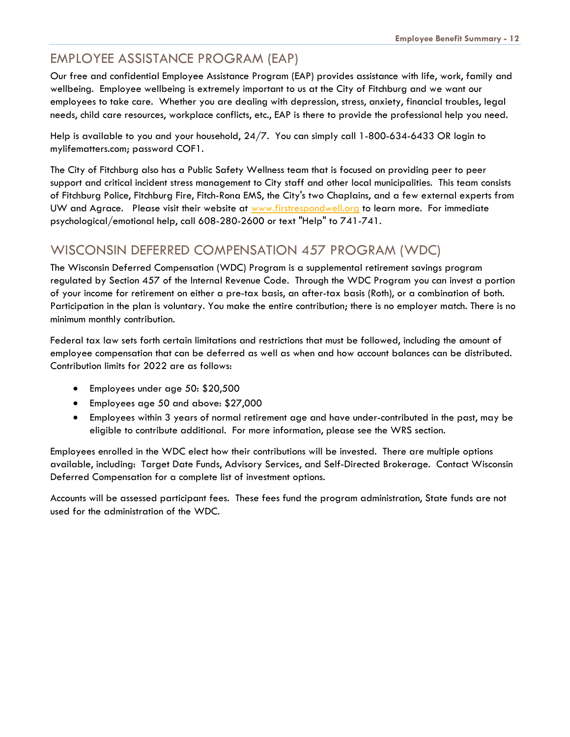## EMPLOYEE ASSISTANCE PROGRAM (EAP)

Our free and confidential Employee Assistance Program (EAP) provides assistance with life, work, family and wellbeing. Employee wellbeing is extremely important to us at the City of Fitchburg and we want our employees to take care. Whether you are dealing with depression, stress, anxiety, financial troubles, legal needs, child care resources, workplace conflicts, etc., EAP is there to provide the professional help you need.

Help is available to you and your household, 24/7. You can simply call 1-800-634-6433 OR login to mylifematters.com; password COF1.

The City of Fitchburg also has a Public Safety Wellness team that is focused on providing peer to peer support and critical incident stress management to City staff and other local municipalities. This team consists of Fitchburg Police, Fitchburg Fire, Fitch-Rona EMS, the City's two Chaplains, and a few external experts from UW and Agrace. Please visit their website at www.firstrespondwell.org to learn more. For immediate psychological/emotional help, call 608-280-2600 or text "Help" to 741-741.

## WISCONSIN DEFERRED COMPENSATION 457 PROGRAM (WDC)

The Wisconsin Deferred Compensation (WDC) Program is a supplemental retirement savings program regulated by Section 457 of the Internal Revenue Code. Through the WDC Program you can invest a portion of your income for retirement on either a pre-tax basis, an after-tax basis (Roth), or a combination of both. Participation in the plan is voluntary. You make the entire contribution; there is no employer match. There is no minimum monthly contribution.

Federal tax law sets forth certain limitations and restrictions that must be followed, including the amount of employee compensation that can be deferred as well as when and how account balances can be distributed. Contribution limits for 2022 are as follows:

- Employees under age 50: $20,500
- Employees age 50 and above: $27,000
- Employees within 3 years of normal retirement age and have under-contributed in the past, may be eligible to contribute additional. For more information, please see the WRS section.

Employees enrolled in the WDC elect how their contributions will be invested. There are multiple options available, including: Target Date Funds, Advisory Services, and Self-Directed Brokerage. Contact Wisconsin Deferred Compensation for a complete list of investment options.

Accounts will be assessed participant fees. These fees fund the program administration, State funds are not used for the administration of the WDC.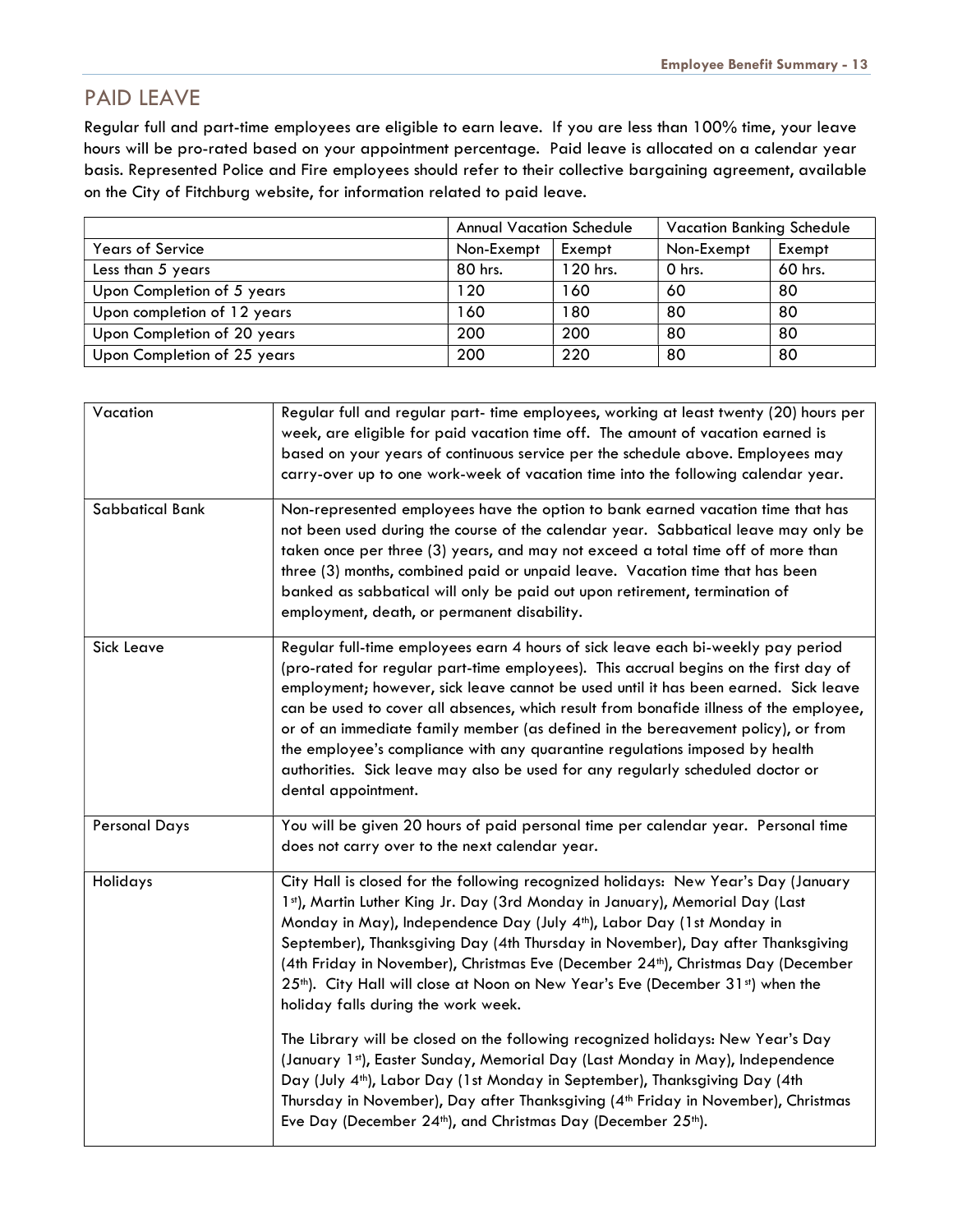## PAID LEAVE

Regular full and part-time employees are eligible to earn leave. If you are less than 100% time, your leave hours will be pro-rated based on your appointment percentage. Paid leave is allocated on a calendar year basis. Represented Police and Fire employees should refer to their collective bargaining agreement, available on the City of Fitchburg website, for information related to paid leave.

| | Annual Vacation Schedule | | Vacation Banking Schedule | |
|---|---|---|---|---|
| Years of Service | Non-Exempt | Exempt | Non-Exempt | Exempt |
| Less than 5 years | 80 hrs. | 120 hrs. | 0 hrs. | 60 hrs. |
| Upon Completion of 5 years | 120 | 160 | 60 | 80 |
| Upon completion of 12 years | 160 | 180 | 80 | 80 |
| Upon Completion of 20 years | 200 | 200 | 80 | 80 |
| Upon Completion of 25 years | 200 | 220 | 80 | 80 |

| | |
|---|---|
| Vacation | Regular full and regular part- time employees, working at least twenty (20) hours per week, are eligible for paid vacation time off. The amount of vacation earned is based on your years of continuous service per the schedule above. Employees may carry-over up to one work-week of vacation time into the following calendar year. |
| Sabbatical Bank | Non-represented employees have the option to bank earned vacation time that has not been used during the course of the calendar year. Sabbatical leave may only be taken once per three (3) years, and may not exceed a total time off of more than three (3) months, combined paid or unpaid leave. Vacation time that has been banked as sabbatical will only be paid out upon retirement, termination of employment, death, or permanent disability. |
| Sick Leave | Regular full-time employees earn 4 hours of sick leave each bi-weekly pay period (pro-rated for regular part-time employees). This accrual begins on the first day of employment; however, sick leave cannot be used until it has been earned. Sick leave can be used to cover all absences, which result from bonafide illness of the employee, or of an immediate family member (as defined in the bereavement policy), or from the employee's compliance with any quarantine regulations imposed by health authorities. Sick leave may also be used for any regularly scheduled doctor or dental appointment. |
| Personal Days | You will be given 20 hours of paid personal time per calendar year. Personal time does not carry over to the next calendar year. |
| Holidays | City Hall is closed for the following recognized holidays: New Year's Day (January 1st), Martin Luther King Jr. Day (3rd Monday in January), Memorial Day (Last Monday in May), Independence Day (July 4th), Labor Day (1st Monday in September), Thanksgiving Day (4th Thursday in November), Day after Thanksgiving (4th Friday in November), Christmas Eve (December 24th), Christmas Day (December 25th). City Hall will close at Noon on New Year's Eve (December 31st) when the holiday falls during the work week.<br><br>The Library will be closed on the following recognized holidays: New Year's Day (January 1st), Easter Sunday, Memorial Day (Last Monday in May), Independence Day (July 4th), Labor Day (1st Monday in September), Thanksgiving Day (4th Thursday in November), Day after Thanksgiving (4th Friday in November), Christmas Eve Day (December 24th), and Christmas Day (December 25th). |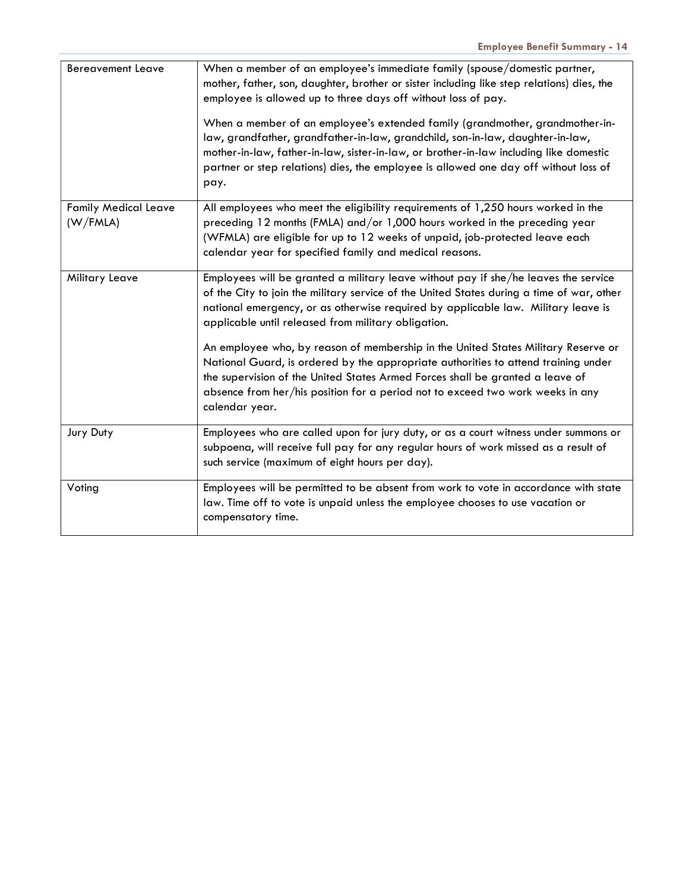| | |
|---|---|
| Bereavement Leave | When a member of an employee's immediate family (spouse/domestic partner, mother, father, son, daughter, brother or sister including like step relations) dies, the employee is allowed up to three days off without loss of pay.<br><br>When a member of an employee's extended family (grandmother, grandmother-in-law, grandfather, grandfather-in-law, grandchild, son-in-law, daughter-in-law, mother-in-law, father-in-law, sister-in-law, or brother-in-law including like domestic partner or step relations) dies, the employee is allowed one day off without loss of pay. |
| Family Medical Leave (W/FMLA) | All employees who meet the eligibility requirements of 1,250 hours worked in the preceding 12 months (FMLA) and/or 1,000 hours worked in the preceding year (WFMLA) are eligible for up to 12 weeks of unpaid, job-protected leave each calendar year for specified family and medical reasons. |
| Military Leave | Employees will be granted a military leave without pay if she/he leaves the service of the City to join the military service of the United States during a time of war, other national emergency, or as otherwise required by applicable law. Military leave is applicable until released from military obligation.<br><br>An employee who, by reason of membership in the United States Military Reserve or National Guard, is ordered by the appropriate authorities to attend training under the supervision of the United States Armed Forces shall be granted a leave of absence from her/his position for a period not to exceed two work weeks in any calendar year. |
| Jury Duty | Employees who are called upon for jury duty, or as a court witness under summons or subpoena, will receive full pay for any regular hours of work missed as a result of such service (maximum of eight hours per day). |
| Voting | Employees will be permitted to be absent from work to vote in accordance with state law. Time off to vote is unpaid unless the employee chooses to use vacation or compensatory time. |